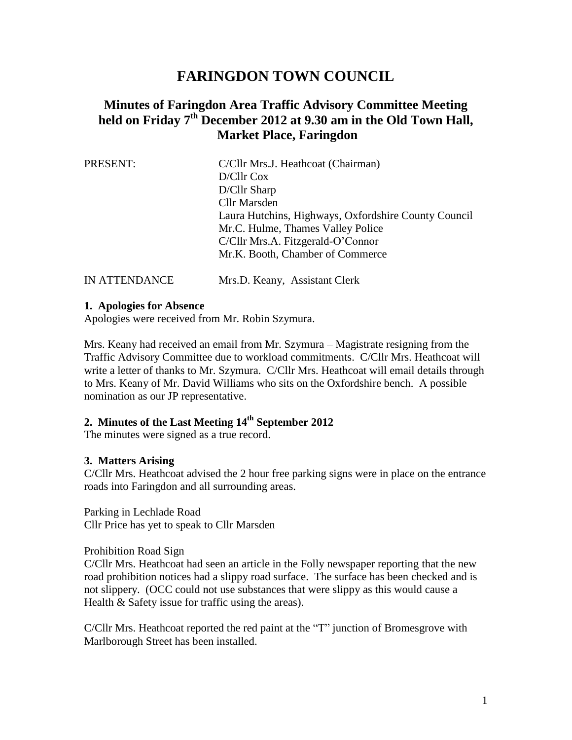# FARINGDON TOWN COUNCIL

## Minutes of Faringdon Area Traffic Advisory Committee Meeting held on Friday 7th December 2012 at 9.30 am in the Old Town Hall, Market Place, Faringdon

| | |
|---|---|
| PRESENT: | C/Cllr Mrs.J. Heathcoat (Chairman) |
| | D/Cllr Cox |
| | D/Cllr Sharp |
| | Cllr Marsden |
| | Laura Hutchins, Highways, Oxfordshire County Council |
| | Mr.C. Hulme, Thames Valley Police |
| | C/Cllr Mrs.A. Fitzgerald-O'Connor |
| | Mr.K. Booth, Chamber of Commerce |
| IN ATTENDANCE | Mrs.D. Keany, Assistant Clerk |

**1. Apologies for Absence**

Apologies were received from Mr. Robin Szymura.

Mrs. Keany had received an email from Mr. Szymura – Magistrate resigning from the Traffic Advisory Committee due to workload commitments. C/Cllr Mrs. Heathcoat will write a letter of thanks to Mr. Szymura. C/Cllr Mrs. Heathcoat will email details through to Mrs. Keany of Mr. David Williams who sits on the Oxfordshire bench. A possible nomination as our JP representative.

**2. Minutes of the Last Meeting 14th September 2012**

The minutes were signed as a true record.

**3. Matters Arising**

C/Cllr Mrs. Heathcoat advised the 2 hour free parking signs were in place on the entrance roads into Faringdon and all surrounding areas.

Parking in Lechlade Road

Cllr Price has yet to speak to Cllr Marsden

Prohibition Road Sign

C/Cllr Mrs. Heathcoat had seen an article in the Folly newspaper reporting that the new road prohibition notices had a slippy road surface. The surface has been checked and is not slippery. (OCC could not use substances that were slippy as this would cause a Health & Safety issue for traffic using the areas).

C/Cllr Mrs. Heathcoat reported the red paint at the "T" junction of Bromesgrove with Marlborough Street has been installed.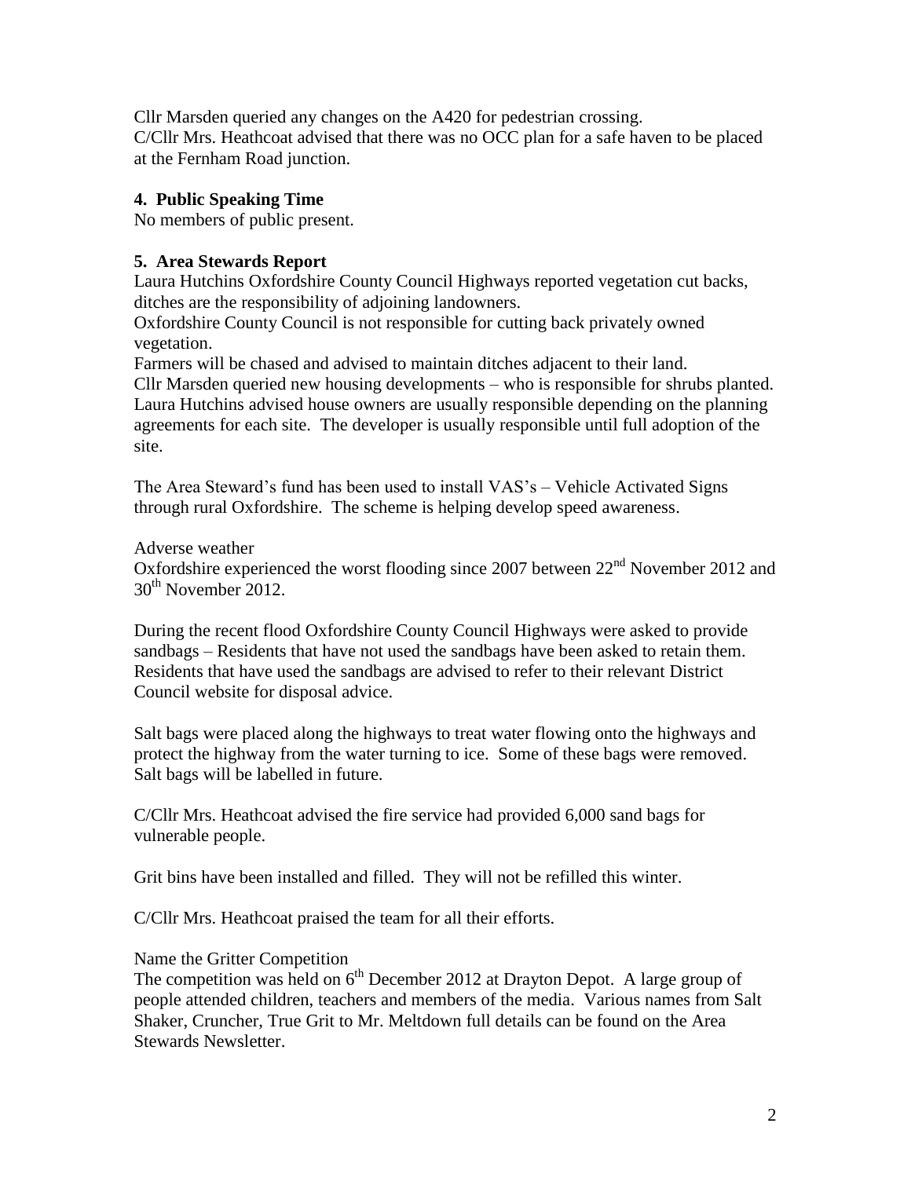Cllr Marsden queried any changes on the A420 for pedestrian crossing.
C/Cllr Mrs. Heathcoat advised that there was no OCC plan for a safe haven to be placed at the Fernham Road junction.

## 4. Public Speaking Time

No members of public present.

## 5. Area Stewards Report

Laura Hutchins Oxfordshire County Council Highways reported vegetation cut backs, ditches are the responsibility of adjoining landowners.
Oxfordshire County Council is not responsible for cutting back privately owned vegetation.
Farmers will be chased and advised to maintain ditches adjacent to their land.
Cllr Marsden queried new housing developments – who is responsible for shrubs planted.
Laura Hutchins advised house owners are usually responsible depending on the planning agreements for each site. The developer is usually responsible until full adoption of the site.

The Area Steward's fund has been used to install VAS's – Vehicle Activated Signs through rural Oxfordshire. The scheme is helping develop speed awareness.

Adverse weather
Oxfordshire experienced the worst flooding since 2007 between 22nd November 2012 and 30th November 2012.

During the recent flood Oxfordshire County Council Highways were asked to provide sandbags – Residents that have not used the sandbags have been asked to retain them. Residents that have used the sandbags are advised to refer to their relevant District Council website for disposal advice.

Salt bags were placed along the highways to treat water flowing onto the highways and protect the highway from the water turning to ice. Some of these bags were removed. Salt bags will be labelled in future.

C/Cllr Mrs. Heathcoat advised the fire service had provided 6,000 sand bags for vulnerable people.

Grit bins have been installed and filled. They will not be refilled this winter.

C/Cllr Mrs. Heathcoat praised the team for all their efforts.

Name the Gritter Competition
The competition was held on 6th December 2012 at Drayton Depot. A large group of people attended children, teachers and members of the media. Various names from Salt Shaker, Cruncher, True Grit to Mr. Meltdown full details can be found on the Area Stewards Newsletter.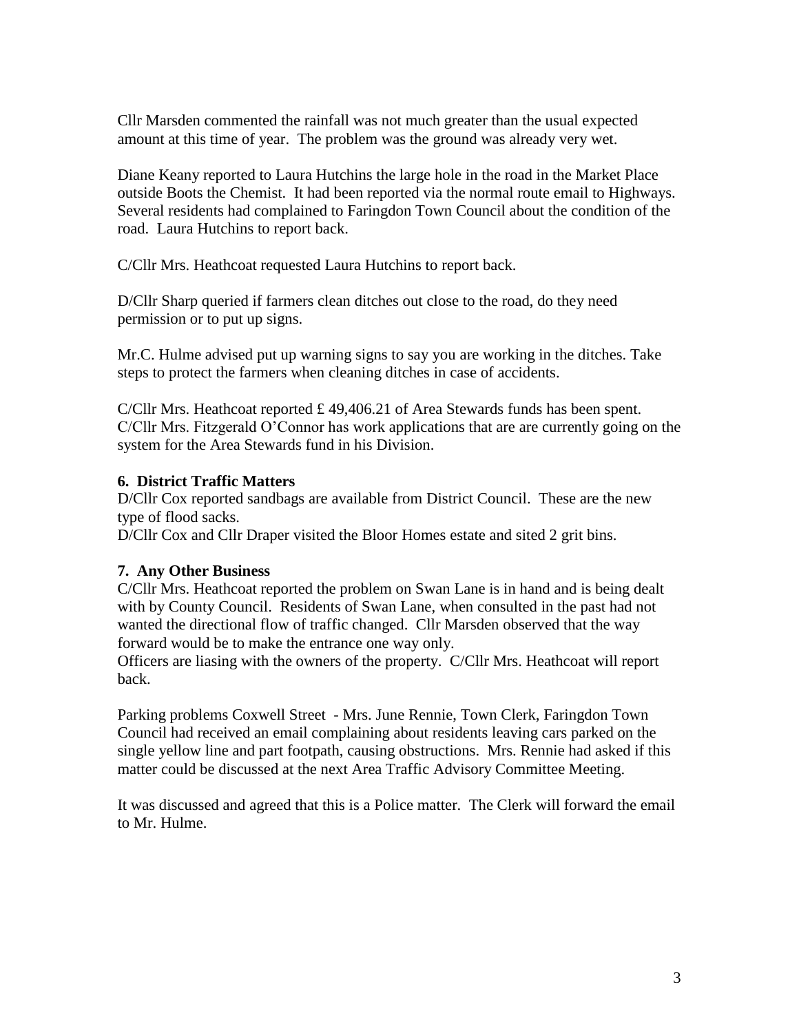Cllr Marsden commented the rainfall was not much greater than the usual expected amount at this time of year. The problem was the ground was already very wet.

Diane Keany reported to Laura Hutchins the large hole in the road in the Market Place outside Boots the Chemist. It had been reported via the normal route email to Highways. Several residents had complained to Faringdon Town Council about the condition of the road. Laura Hutchins to report back.

C/Cllr Mrs. Heathcoat requested Laura Hutchins to report back.

D/Cllr Sharp queried if farmers clean ditches out close to the road, do they need permission or to put up signs.

Mr.C. Hulme advised put up warning signs to say you are working in the ditches. Take steps to protect the farmers when cleaning ditches in case of accidents.

C/Cllr Mrs. Heathcoat reported £ 49,406.21 of Area Stewards funds has been spent. C/Cllr Mrs. Fitzgerald O'Connor has work applications that are are currently going on the system for the Area Stewards fund in his Division.

**6. District Traffic Matters**

D/Cllr Cox reported sandbags are available from District Council. These are the new type of flood sacks.
D/Cllr Cox and Cllr Draper visited the Bloor Homes estate and sited 2 grit bins.

**7. Any Other Business**

C/Cllr Mrs. Heathcoat reported the problem on Swan Lane is in hand and is being dealt with by County Council. Residents of Swan Lane, when consulted in the past had not wanted the directional flow of traffic changed. Cllr Marsden observed that the way forward would be to make the entrance one way only.
Officers are liasing with the owners of the property. C/Cllr Mrs. Heathcoat will report back.

Parking problems Coxwell Street - Mrs. June Rennie, Town Clerk, Faringdon Town Council had received an email complaining about residents leaving cars parked on the single yellow line and part footpath, causing obstructions. Mrs. Rennie had asked if this matter could be discussed at the next Area Traffic Advisory Committee Meeting.

It was discussed and agreed that this is a Police matter. The Clerk will forward the email to Mr. Hulme.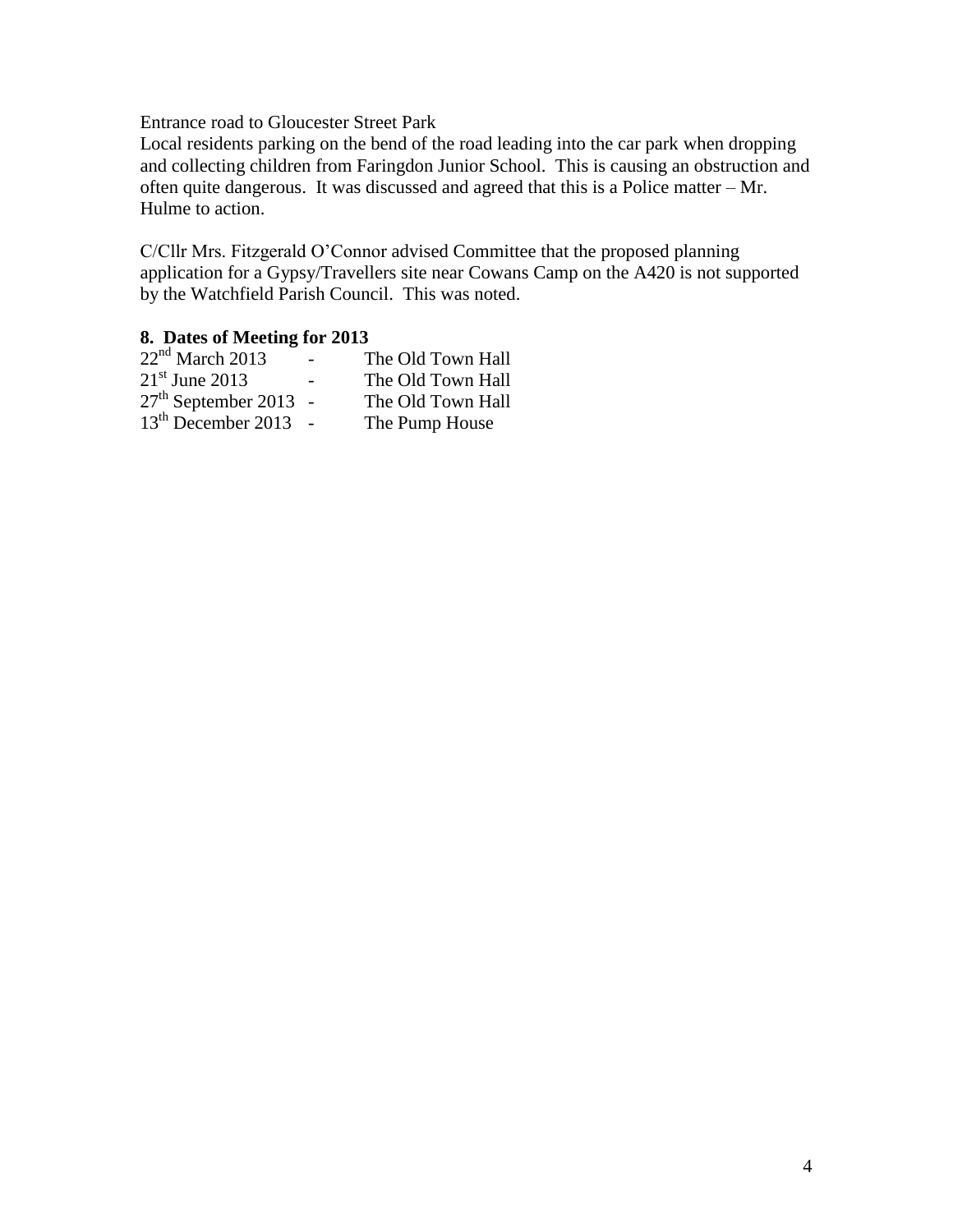Entrance road to Gloucester Street Park

Local residents parking on the bend of the road leading into the car park when dropping and collecting children from Faringdon Junior School. This is causing an obstruction and often quite dangerous. It was discussed and agreed that this is a Police matter – Mr. Hulme to action.

C/Cllr Mrs. Fitzgerald O'Connor advised Committee that the proposed planning application for a Gypsy/Travellers site near Cowans Camp on the A420 is not supported by the Watchfield Parish Council. This was noted.

### 8. Dates of Meeting for 2013

| | | |
|---|---|---|
| 22nd March 2013 | - | The Old Town Hall |
| 21st June 2013 | - | The Old Town Hall |
| 27th September 2013 | - | The Old Town Hall |
| 13th December 2013 | - | The Pump House |